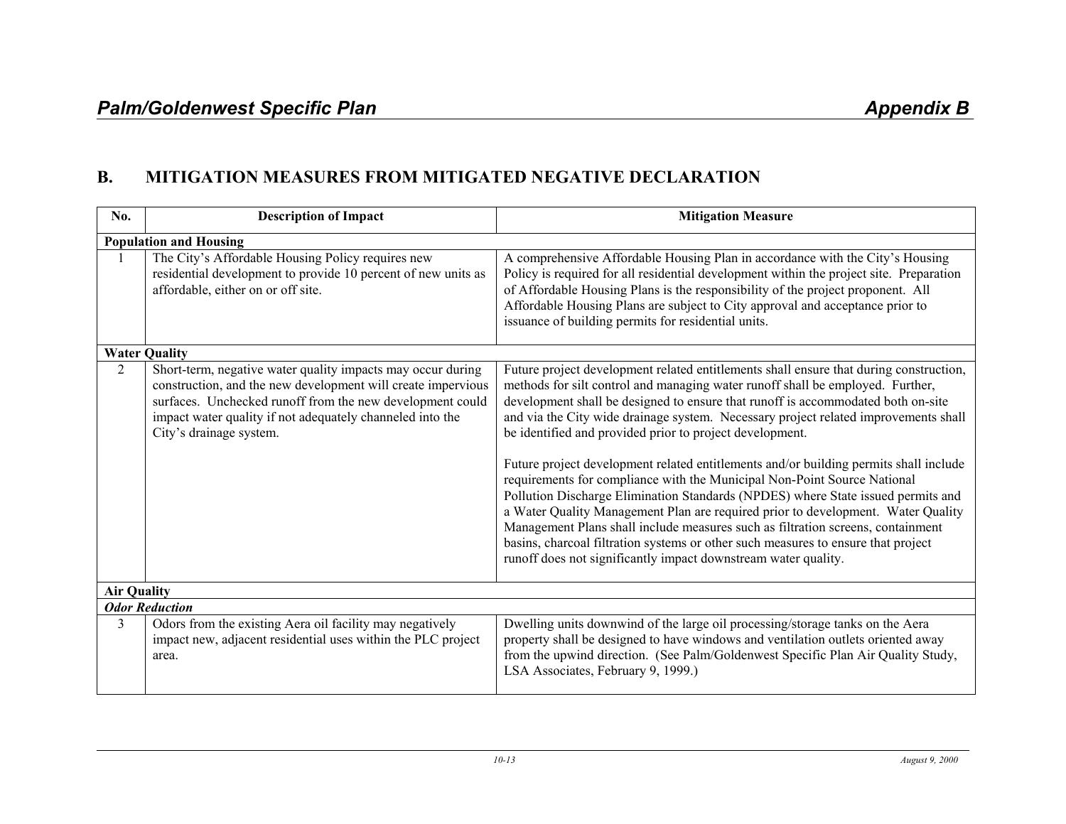## B. MITIGATION MEASURES FROM MITIGATED NEGATIVE DECLARATION

| No. | Description of Impact | Mitigation Measure |
|---|---|---|
| **Population and Housing** | | |
| 1 | The City's Affordable Housing Policy requires new residential development to provide 10 percent of new units as affordable, either on or off site. | A comprehensive Affordable Housing Plan in accordance with the City's Housing Policy is required for all residential development within the project site. Preparation of Affordable Housing Plans is the responsibility of the project proponent. All Affordable Housing Plans are subject to City approval and acceptance prior to issuance of building permits for residential units. |
| **Water Quality** | | |
| 2 | Short-term, negative water quality impacts may occur during construction, and the new development will create impervious surfaces. Unchecked runoff from the new development could impact water quality if not adequately channeled into the City's drainage system. | Future project development related entitlements shall ensure that during construction, methods for silt control and managing water runoff shall be employed. Further, development shall be designed to ensure that runoff is accommodated both on-site and via the City wide drainage system. Necessary project related improvements shall be identified and provided prior to project development.<br><br>Future project development related entitlements and/or building permits shall include requirements for compliance with the Municipal Non-Point Source National Pollution Discharge Elimination Standards (NPDES) where State issued permits and a Water Quality Management Plan are required prior to development. Water Quality Management Plans shall include measures such as filtration screens, containment basins, charcoal filtration systems or other such measures to ensure that project runoff does not significantly impact downstream water quality. |
| **Air Quality** | | |
| ***Odor Reduction*** | | |
| 3 | Odors from the existing Aera oil facility may negatively impact new, adjacent residential uses within the PLC project area. | Dwelling units downwind of the large oil processing/storage tanks on the Aera property shall be designed to have windows and ventilation outlets oriented away from the upwind direction. (See Palm/Goldenwest Specific Plan Air Quality Study, LSA Associates, February 9, 1999.) |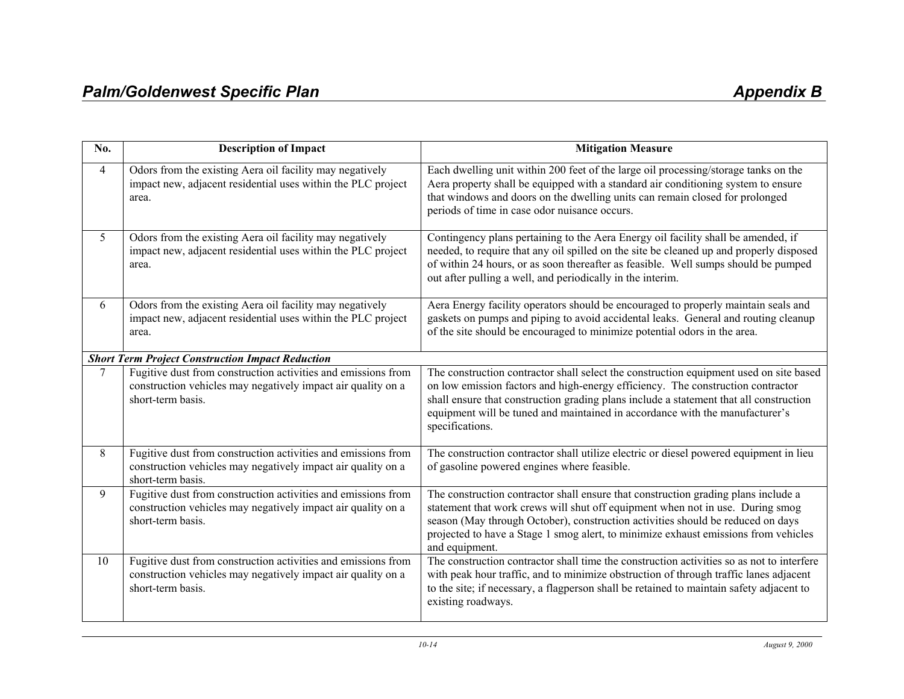| No. | Description of Impact | Mitigation Measure |
|---|---|---|
| 4 | Odors from the existing Aera oil facility may negatively impact new, adjacent residential uses within the PLC project area. | Each dwelling unit within 200 feet of the large oil processing/storage tanks on the Aera property shall be equipped with a standard air conditioning system to ensure that windows and doors on the dwelling units can remain closed for prolonged periods of time in case odor nuisance occurs. |
| 5 | Odors from the existing Aera oil facility may negatively impact new, adjacent residential uses within the PLC project area. | Contingency plans pertaining to the Aera Energy oil facility shall be amended, if needed, to require that any oil spilled on the site be cleaned up and properly disposed of within 24 hours, or as soon thereafter as feasible. Well sumps should be pumped out after pulling a well, and periodically in the interim. |
| 6 | Odors from the existing Aera oil facility may negatively impact new, adjacent residential uses within the PLC project area. | Aera Energy facility operators should be encouraged to properly maintain seals and gaskets on pumps and piping to avoid accidental leaks. General and routing cleanup of the site should be encouraged to minimize potential odors in the area. |
| ***Short Term Project Construction Impact Reduction*** | | |
| 7 | Fugitive dust from construction activities and emissions from construction vehicles may negatively impact air quality on a short-term basis. | The construction contractor shall select the construction equipment used on site based on low emission factors and high-energy efficiency. The construction contractor shall ensure that construction grading plans include a statement that all construction equipment will be tuned and maintained in accordance with the manufacturer's specifications. |
| 8 | Fugitive dust from construction activities and emissions from construction vehicles may negatively impact air quality on a short-term basis. | The construction contractor shall utilize electric or diesel powered equipment in lieu of gasoline powered engines where feasible. |
| 9 | Fugitive dust from construction activities and emissions from construction vehicles may negatively impact air quality on a short-term basis. | The construction contractor shall ensure that construction grading plans include a statement that work crews will shut off equipment when not in use. During smog season (May through October), construction activities should be reduced on days projected to have a Stage 1 smog alert, to minimize exhaust emissions from vehicles and equipment. |
| 10 | Fugitive dust from construction activities and emissions from construction vehicles may negatively impact air quality on a short-term basis. | The construction contractor shall time the construction activities so as not to interfere with peak hour traffic, and to minimize obstruction of through traffic lanes adjacent to the site; if necessary, a flagperson shall be retained to maintain safety adjacent to existing roadways. |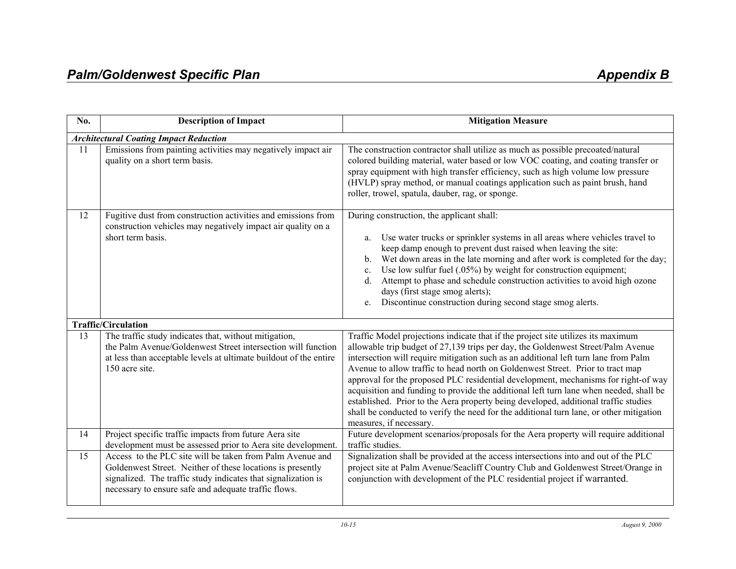| No. | Description of Impact | Mitigation Measure |
|---|---|---|
| ***Architectural Coating Impact Reduction*** | | |
| 11 | Emissions from painting activities may negatively impact air quality on a short term basis. | The construction contractor shall utilize as much as possible precoated/natural colored building material, water based or low VOC coating, and coating transfer or spray equipment with high transfer efficiency, such as high volume low pressure (HVLP) spray method, or manual coatings application such as paint brush, hand roller, trowel, spatula, dauber, rag, or sponge. |
| 12 | Fugitive dust from construction activities and emissions from construction vehicles may negatively impact air quality on a short term basis. | During construction, the applicant shall:<br><br>a. Use water trucks or sprinkler systems in all areas where vehicles travel to keep damp enough to prevent dust raised when leaving the site:<br>b. Wet down areas in the late morning and after work is completed for the day;<br>c. Use low sulfur fuel (.05%) by weight for construction equipment;<br>d. Attempt to phase and schedule construction activities to avoid high ozone days (first stage smog alerts);<br>e. Discontinue construction during second stage smog alerts. |
| **Traffic/Circulation** | | |
| 13 | The traffic study indicates that, without mitigation, the Palm Avenue/Goldenwest Street intersection will function at less than acceptable levels at ultimate buildout of the entire 150 acre site. | Traffic Model projections indicate that if the project site utilizes its maximum allowable trip budget of 27,139 trips per day, the Goldenwest Street/Palm Avenue intersection will require mitigation such as an additional left turn lane from Palm Avenue to allow traffic to head north on Goldenwest Street. Prior to tract map approval for the proposed PLC residential development, mechanisms for right-of way acquisition and funding to provide the additional left turn lane when needed, shall be established. Prior to the Aera property being developed, additional traffic studies shall be conducted to verify the need for the additional turn lane, or other mitigation measures, if necessary. |
| 14 | Project specific traffic impacts from future Aera site development must be assessed prior to Aera site development. | Future development scenarios/proposals for the Aera property will require additional traffic studies. |
| 15 | Access to the PLC site will be taken from Palm Avenue and Goldenwest Street. Neither of these locations is presently signalized. The traffic study indicates that signalization is necessary to ensure safe and adequate traffic flows. | Signalization shall be provided at the access intersections into and out of the PLC project site at Palm Avenue/Seacliff Country Club and Goldenwest Street/Orange in conjunction with development of the PLC residential project if warranted. |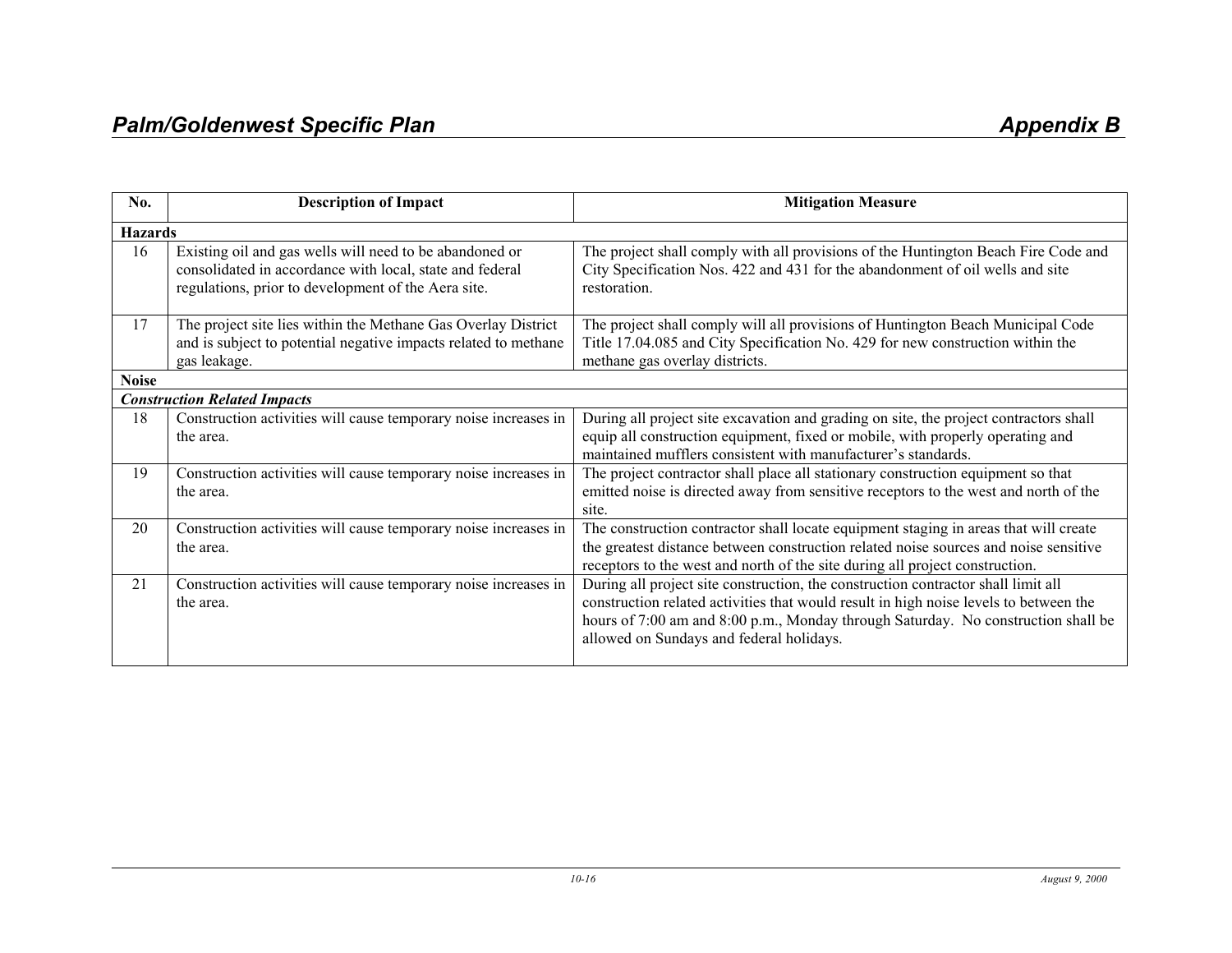| No. | Description of Impact | Mitigation Measure |
|---|---|---|
| **Hazards** | | |
| 16 | Existing oil and gas wells will need to be abandoned or consolidated in accordance with local, state and federal regulations, prior to development of the Aera site. | The project shall comply with all provisions of the Huntington Beach Fire Code and City Specification Nos. 422 and 431 for the abandonment of oil wells and site restoration. |
| 17 | The project site lies within the Methane Gas Overlay District and is subject to potential negative impacts related to methane gas leakage. | The project shall comply will all provisions of Huntington Beach Municipal Code Title 17.04.085 and City Specification No. 429 for new construction within the methane gas overlay districts. |
| **Noise** | | |
| ***Construction Related Impacts*** | | |
| 18 | Construction activities will cause temporary noise increases in the area. | During all project site excavation and grading on site, the project contractors shall equip all construction equipment, fixed or mobile, with properly operating and maintained mufflers consistent with manufacturer's standards. |
| 19 | Construction activities will cause temporary noise increases in the area. | The project contractor shall place all stationary construction equipment so that emitted noise is directed away from sensitive receptors to the west and north of the site. |
| 20 | Construction activities will cause temporary noise increases in the area. | The construction contractor shall locate equipment staging in areas that will create the greatest distance between construction related noise sources and noise sensitive receptors to the west and north of the site during all project construction. |
| 21 | Construction activities will cause temporary noise increases in the area. | During all project site construction, the construction contractor shall limit all construction related activities that would result in high noise levels to between the hours of 7:00 am and 8:00 p.m., Monday through Saturday. No construction shall be allowed on Sundays and federal holidays. |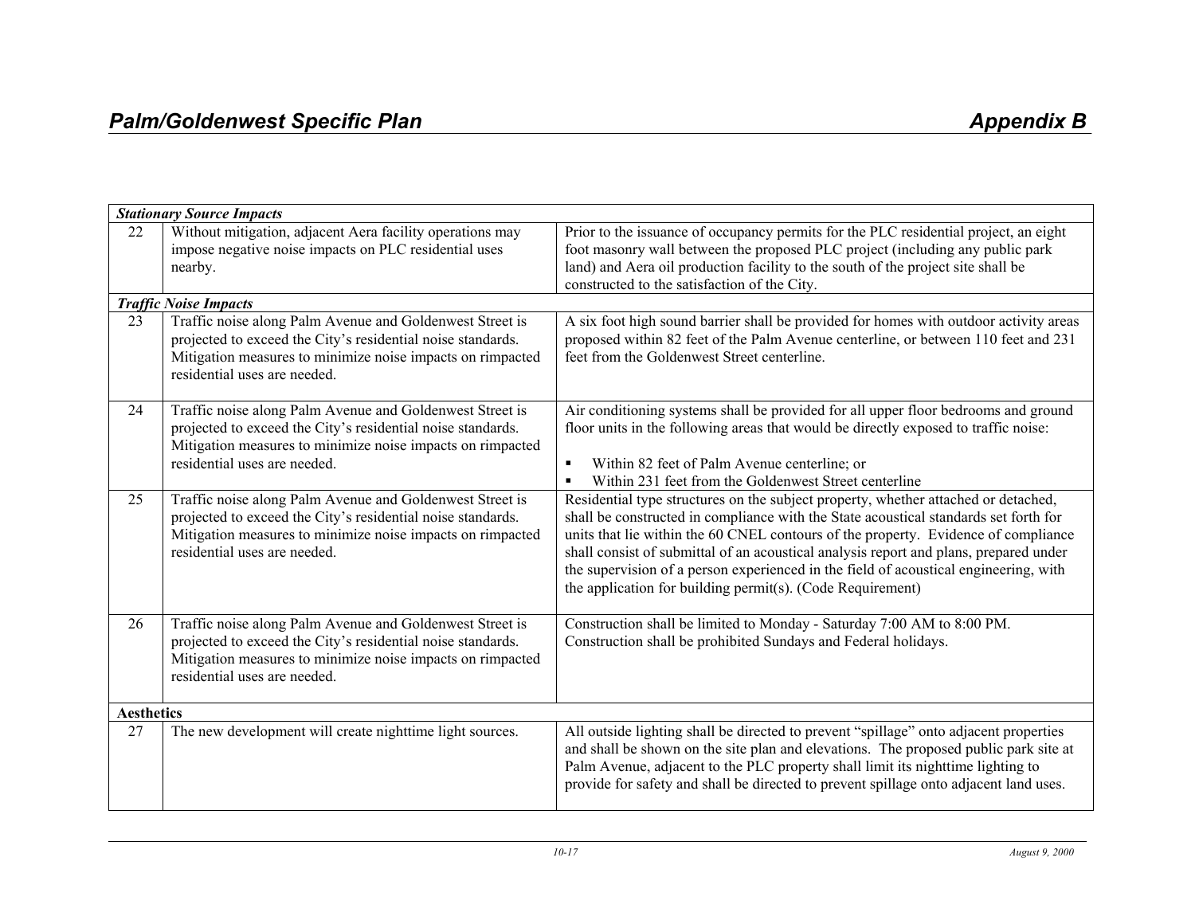| | | |
|---|---|---|
| ***Stationary Source Impacts*** | | |
| 22 | Without mitigation, adjacent Aera facility operations may impose negative noise impacts on PLC residential uses nearby. | Prior to the issuance of occupancy permits for the PLC residential project, an eight foot masonry wall between the proposed PLC project (including any public park land) and Aera oil production facility to the south of the project site shall be constructed to the satisfaction of the City. |
| ***Traffic Noise Impacts*** | | |
| 23 | Traffic noise along Palm Avenue and Goldenwest Street is projected to exceed the City's residential noise standards. Mitigation measures to minimize noise impacts on rimpacted residential uses are needed. | A six foot high sound barrier shall be provided for homes with outdoor activity areas proposed within 82 feet of the Palm Avenue centerline, or between 110 feet and 231 feet from the Goldenwest Street centerline. |
| 24 | Traffic noise along Palm Avenue and Goldenwest Street is projected to exceed the City's residential noise standards. Mitigation measures to minimize noise impacts on rimpacted residential uses are needed. | Air conditioning systems shall be provided for all upper floor bedrooms and ground floor units in the following areas that would be directly exposed to traffic noise: <br>▪ Within 82 feet of Palm Avenue centerline; or <br>▪ Within 231 feet from the Goldenwest Street centerline |
| 25 | Traffic noise along Palm Avenue and Goldenwest Street is projected to exceed the City's residential noise standards. Mitigation measures to minimize noise impacts on rimpacted residential uses are needed. | Residential type structures on the subject property, whether attached or detached, shall be constructed in compliance with the State acoustical standards set forth for units that lie within the 60 CNEL contours of the property. Evidence of compliance shall consist of submittal of an acoustical analysis report and plans, prepared under the supervision of a person experienced in the field of acoustical engineering, with the application for building permit(s). (Code Requirement) |
| 26 | Traffic noise along Palm Avenue and Goldenwest Street is projected to exceed the City's residential noise standards. Mitigation measures to minimize noise impacts on rimpacted residential uses are needed. | Construction shall be limited to Monday - Saturday 7:00 AM to 8:00 PM. Construction shall be prohibited Sundays and Federal holidays. |
| **Aesthetics** | | |
| 27 | The new development will create nighttime light sources. | All outside lighting shall be directed to prevent "spillage" onto adjacent properties and shall be shown on the site plan and elevations. The proposed public park site at Palm Avenue, adjacent to the PLC property shall limit its nighttime lighting to provide for safety and shall be directed to prevent spillage onto adjacent land uses. |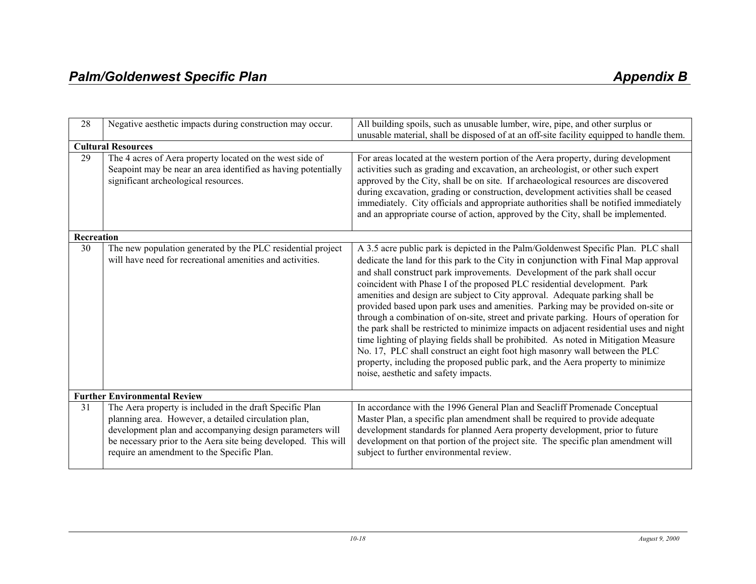| | | |
|---|---|---|
| 28 | Negative aesthetic impacts during construction may occur. | All building spoils, such as unusable lumber, wire, pipe, and other surplus or unusable material, shall be disposed of at an off-site facility equipped to handle them. |
| **Cultural Resources** | | |
| 29 | The 4 acres of Aera property located on the west side of Seapoint may be near an area identified as having potentially significant archeological resources. | For areas located at the western portion of the Aera property, during development activities such as grading and excavation, an archeologist, or other such expert approved by the City, shall be on site. If archaeological resources are discovered during excavation, grading or construction, development activities shall be ceased immediately. City officials and appropriate authorities shall be notified immediately and an appropriate course of action, approved by the City, shall be implemented. |
| **Recreation** | | |
| 30 | The new population generated by the PLC residential project will have need for recreational amenities and activities. | A 3.5 acre public park is depicted in the Palm/Goldenwest Specific Plan. PLC shall dedicate the land for this park to the City in conjunction with Final Map approval and shall construct park improvements. Development of the park shall occur coincident with Phase I of the proposed PLC residential development. Park amenities and design are subject to City approval. Adequate parking shall be provided based upon park uses and amenities. Parking may be provided on-site or through a combination of on-site, street and private parking. Hours of operation for the park shall be restricted to minimize impacts on adjacent residential uses and night time lighting of playing fields shall be prohibited. As noted in Mitigation Measure No. 17, PLC shall construct an eight foot high masonry wall between the PLC property, including the proposed public park, and the Aera property to minimize noise, aesthetic and safety impacts. |
| **Further Environmental Review** | | |
| 31 | The Aera property is included in the draft Specific Plan planning area. However, a detailed circulation plan, development plan and accompanying design parameters will be necessary prior to the Aera site being developed. This will require an amendment to the Specific Plan. | In accordance with the 1996 General Plan and Seacliff Promenade Conceptual Master Plan, a specific plan amendment shall be required to provide adequate development standards for planned Aera property development, prior to future development on that portion of the project site. The specific plan amendment will subject to further environmental review. |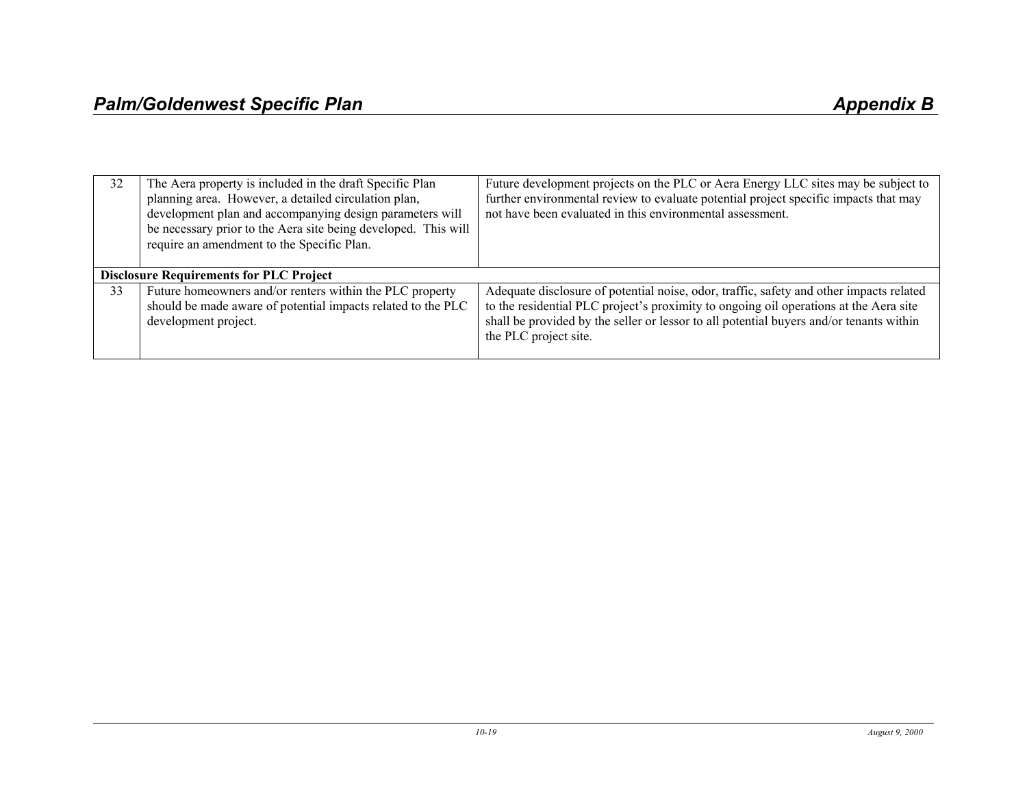| | | |
|---|---|---|
| 32 | The Aera property is included in the draft Specific Plan planning area. However, a detailed circulation plan, development plan and accompanying design parameters will be necessary prior to the Aera site being developed. This will require an amendment to the Specific Plan. | Future development projects on the PLC or Aera Energy LLC sites may be subject to further environmental review to evaluate potential project specific impacts that may not have been evaluated in this environmental assessment. |
| **Disclosure Requirements for PLC Project** | | |
| 33 | Future homeowners and/or renters within the PLC property should be made aware of potential impacts related to the PLC development project. | Adequate disclosure of potential noise, odor, traffic, safety and other impacts related to the residential PLC project's proximity to ongoing oil operations at the Aera site shall be provided by the seller or lessor to all potential buyers and/or tenants within the PLC project site. |